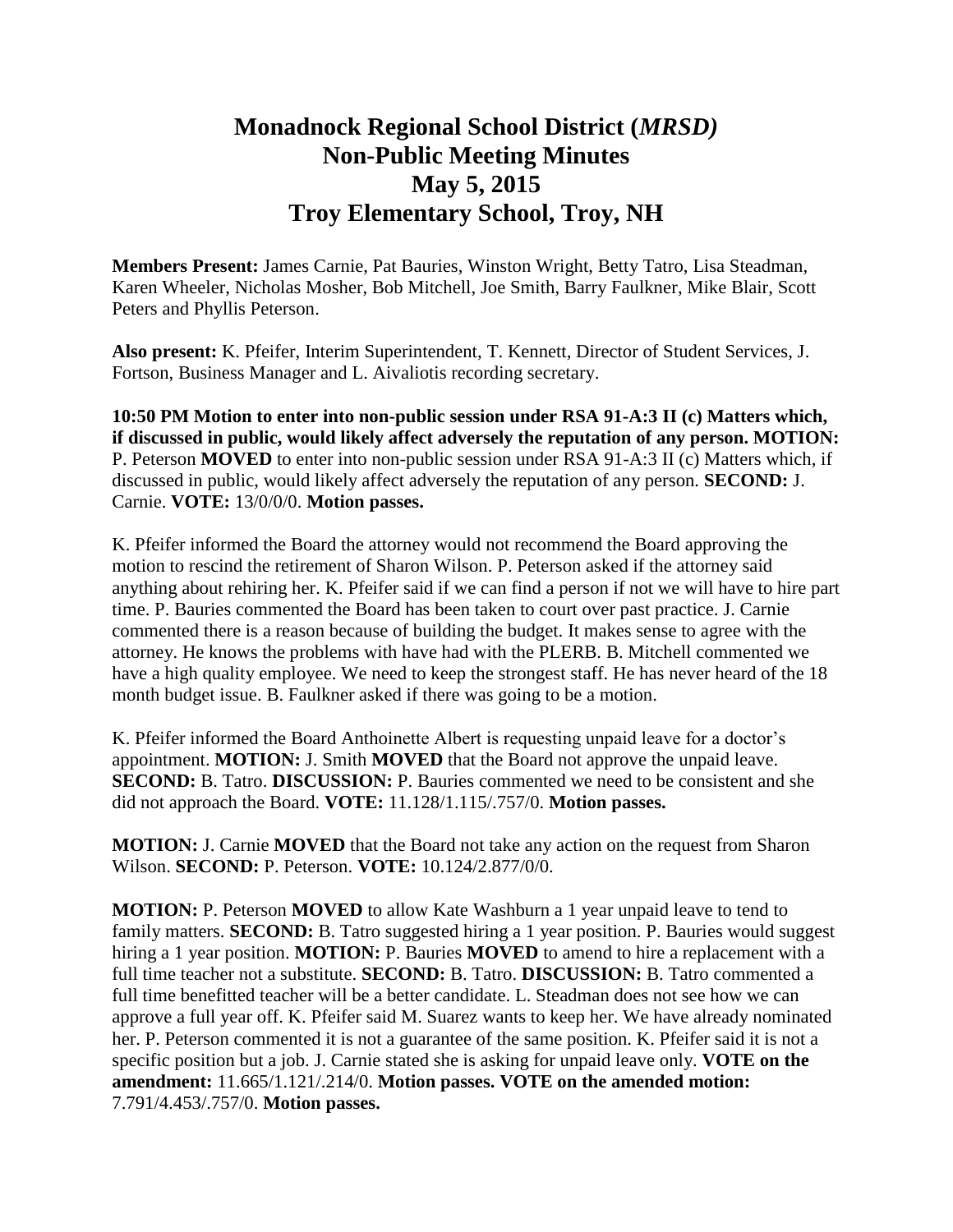# Monadnock Regional School District (*MRSD)*
# Non-Public Meeting Minutes
# May 5, 2015
# Troy Elementary School, Troy, NH

**Members Present:** James Carnie, Pat Bauries, Winston Wright, Betty Tatro, Lisa Steadman, Karen Wheeler, Nicholas Mosher, Bob Mitchell, Joe Smith, Barry Faulkner, Mike Blair, Scott Peters and Phyllis Peterson.

**Also present:** K. Pfeifer, Interim Superintendent, T. Kennett, Director of Student Services, J. Fortson, Business Manager and L. Aivaliotis recording secretary.

**10:50 PM Motion to enter into non-public session under RSA 91-A:3 II (c) Matters which, if discussed in public, would likely affect adversely the reputation of any person. MOTION:** P. Peterson **MOVED** to enter into non-public session under RSA 91-A:3 II (c) Matters which, if discussed in public, would likely affect adversely the reputation of any person. **SECOND:** J. Carnie. **VOTE:** 13/0/0/0. **Motion passes.**

K. Pfeifer informed the Board the attorney would not recommend the Board approving the motion to rescind the retirement of Sharon Wilson. P. Peterson asked if the attorney said anything about rehiring her. K. Pfeifer said if we can find a person if not we will have to hire part time. P. Bauries commented the Board has been taken to court over past practice. J. Carnie commented there is a reason because of building the budget. It makes sense to agree with the attorney. He knows the problems with have had with the PLERB. B. Mitchell commented we have a high quality employee. We need to keep the strongest staff. He has never heard of the 18 month budget issue. B. Faulkner asked if there was going to be a motion.

K. Pfeifer informed the Board Anthoinette Albert is requesting unpaid leave for a doctor's appointment. **MOTION:** J. Smith **MOVED** that the Board not approve the unpaid leave. **SECOND:** B. Tatro. **DISCUSSION:** P. Bauries commented we need to be consistent and she did not approach the Board. **VOTE:** 11.128/1.115/.757/0. **Motion passes.**

**MOTION:** J. Carnie **MOVED** that the Board not take any action on the request from Sharon Wilson. **SECOND:** P. Peterson. **VOTE:** 10.124/2.877/0/0.

**MOTION:** P. Peterson **MOVED** to allow Kate Washburn a 1 year unpaid leave to tend to family matters. **SECOND:** B. Tatro suggested hiring a 1 year position. P. Bauries would suggest hiring a 1 year position. **MOTION:** P. Bauries **MOVED** to amend to hire a replacement with a full time teacher not a substitute. **SECOND:** B. Tatro. **DISCUSSION:** B. Tatro commented a full time benefitted teacher will be a better candidate. L. Steadman does not see how we can approve a full year off. K. Pfeifer said M. Suarez wants to keep her. We have already nominated her. P. Peterson commented it is not a guarantee of the same position. K. Pfeifer said it is not a specific position but a job. J. Carnie stated she is asking for unpaid leave only. **VOTE on the amendment:** 11.665/1.121/.214/0. **Motion passes. VOTE on the amended motion:** 7.791/4.453/.757/0. **Motion passes.**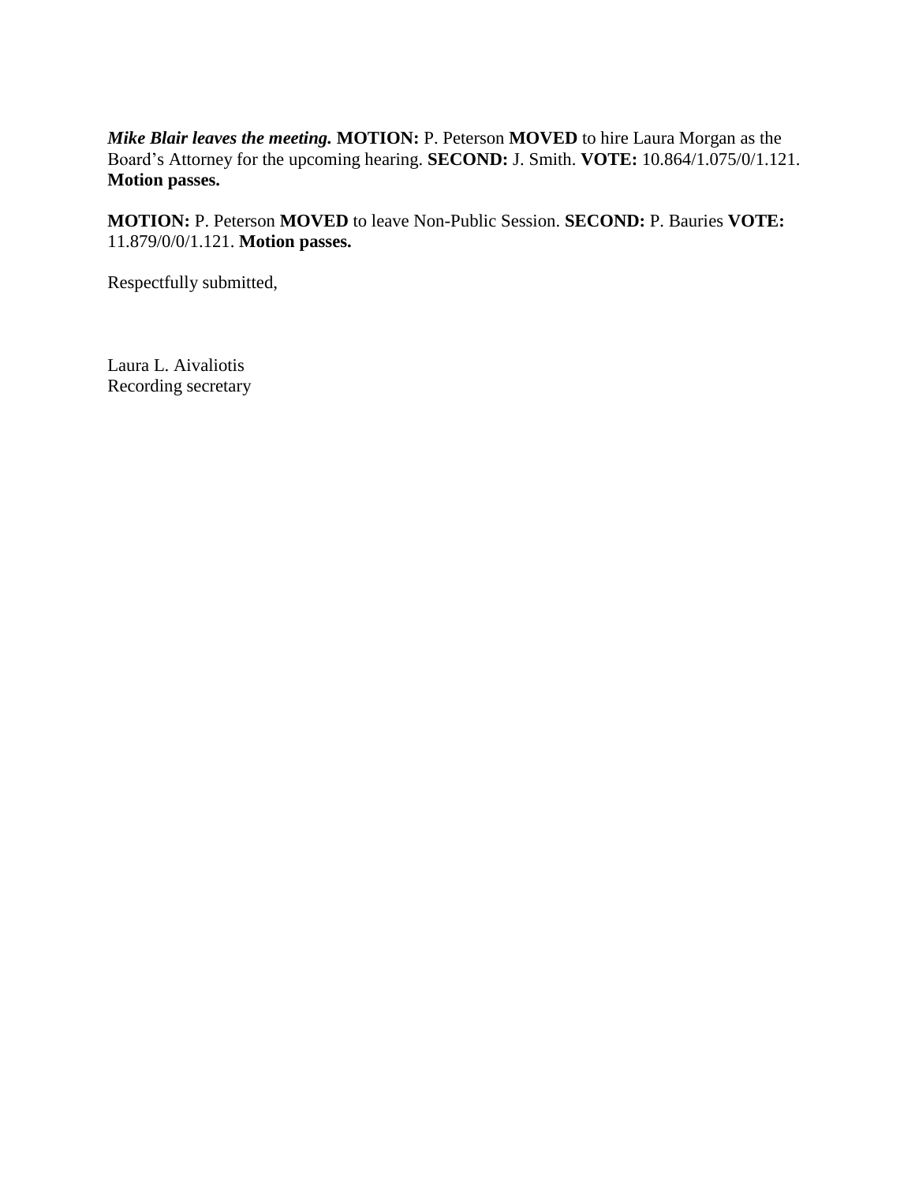***Mike Blair leaves the meeting.*** **MOTION:** P. Peterson **MOVED** to hire Laura Morgan as the Board's Attorney for the upcoming hearing. **SECOND:** J. Smith. **VOTE:** 10.864/1.075/0/1.121. **Motion passes.**

**MOTION:** P. Peterson **MOVED** to leave Non-Public Session. **SECOND:** P. Bauries **VOTE:** 11.879/0/0/1.121. **Motion passes.**

Respectfully submitted,

Laura L. Aivaliotis
Recording secretary